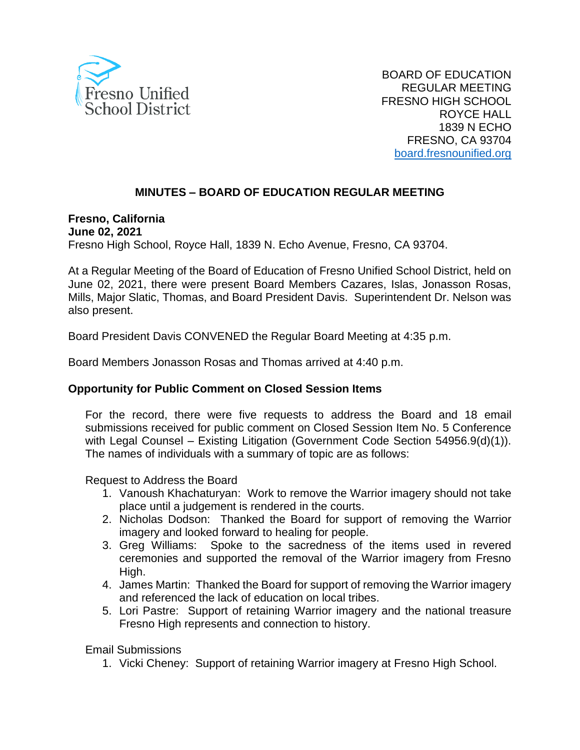Fresno Unified School District

BOARD OF EDUCATION
REGULAR MEETING
FRESNO HIGH SCHOOL
ROYCE HALL
1839 N ECHO
FRESNO, CA 93704
board.fresnounified.org

# MINUTES – BOARD OF EDUCATION REGULAR MEETING

**Fresno, California**
**June 02, 2021**
Fresno High School, Royce Hall, 1839 N. Echo Avenue, Fresno, CA 93704.

At a Regular Meeting of the Board of Education of Fresno Unified School District, held on June 02, 2021, there were present Board Members Cazares, Islas, Jonasson Rosas, Mills, Major Slatic, Thomas, and Board President Davis. Superintendent Dr. Nelson was also present.

Board President Davis CONVENED the Regular Board Meeting at 4:35 p.m.

Board Members Jonasson Rosas and Thomas arrived at 4:40 p.m.

**Opportunity for Public Comment on Closed Session Items**

For the record, there were five requests to address the Board and 18 email submissions received for public comment on Closed Session Item No. 5 Conference with Legal Counsel – Existing Litigation (Government Code Section 54956.9(d)(1)). The names of individuals with a summary of topic are as follows:

Request to Address the Board

1. Vanoush Khachaturyan: Work to remove the Warrior imagery should not take place until a judgement is rendered in the courts.
2. Nicholas Dodson: Thanked the Board for support of removing the Warrior imagery and looked forward to healing for people.
3. Greg Williams: Spoke to the sacredness of the items used in revered ceremonies and supported the removal of the Warrior imagery from Fresno High.
4. James Martin: Thanked the Board for support of removing the Warrior imagery and referenced the lack of education on local tribes.
5. Lori Pastre: Support of retaining Warrior imagery and the national treasure Fresno High represents and connection to history.

Email Submissions

1. Vicki Cheney: Support of retaining Warrior imagery at Fresno High School.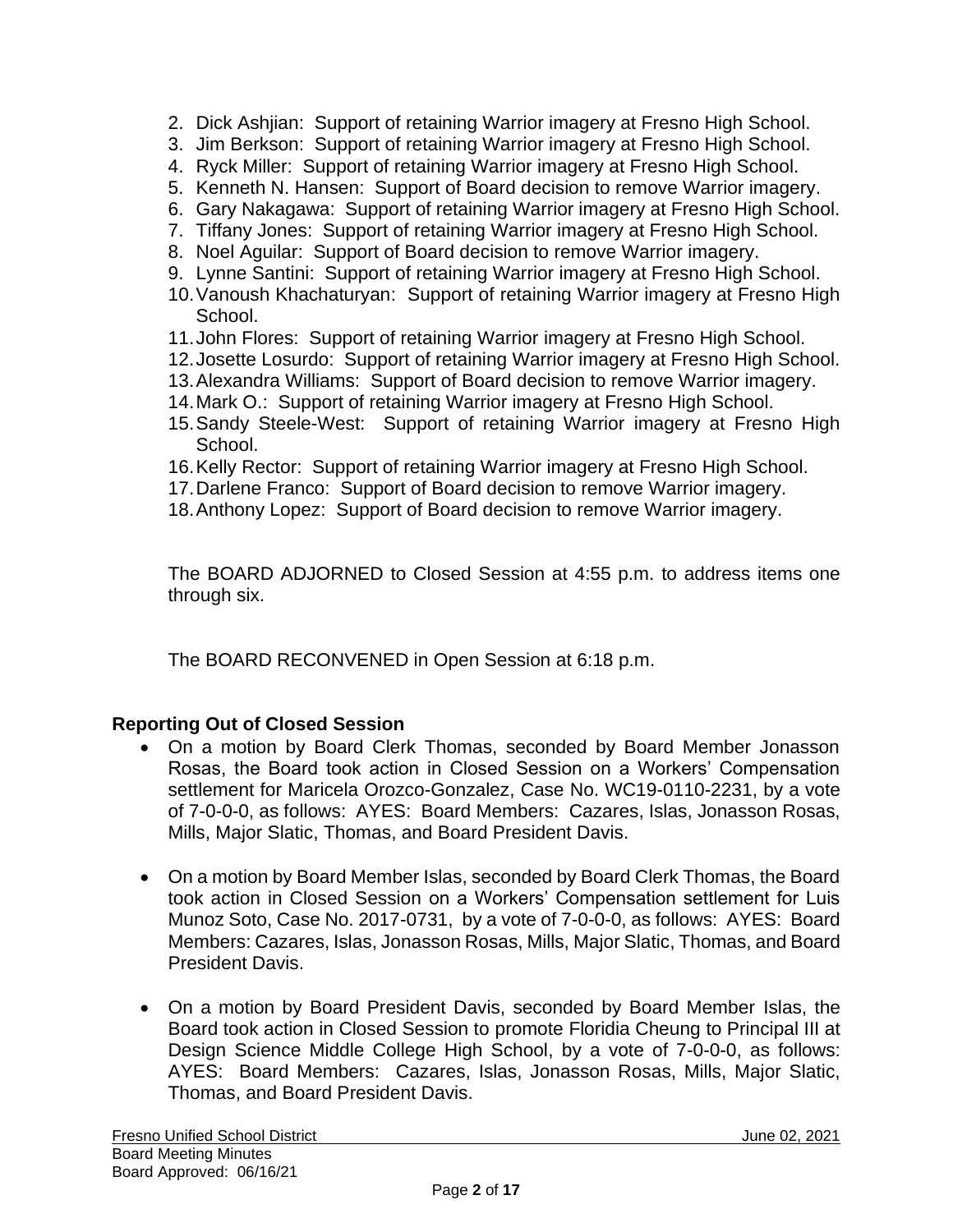2. Dick Ashjian: Support of retaining Warrior imagery at Fresno High School.
3. Jim Berkson: Support of retaining Warrior imagery at Fresno High School.
4. Ryck Miller: Support of retaining Warrior imagery at Fresno High School.
5. Kenneth N. Hansen: Support of Board decision to remove Warrior imagery.
6. Gary Nakagawa: Support of retaining Warrior imagery at Fresno High School.
7. Tiffany Jones: Support of retaining Warrior imagery at Fresno High School.
8. Noel Aguilar: Support of Board decision to remove Warrior imagery.
9. Lynne Santini: Support of retaining Warrior imagery at Fresno High School.
10. Vanoush Khachaturyan: Support of retaining Warrior imagery at Fresno High School.
11. John Flores: Support of retaining Warrior imagery at Fresno High School.
12. Josette Losurdo: Support of retaining Warrior imagery at Fresno High School.
13. Alexandra Williams: Support of Board decision to remove Warrior imagery.
14. Mark O.: Support of retaining Warrior imagery at Fresno High School.
15. Sandy Steele-West: Support of retaining Warrior imagery at Fresno High School.
16. Kelly Rector: Support of retaining Warrior imagery at Fresno High School.
17. Darlene Franco: Support of Board decision to remove Warrior imagery.
18. Anthony Lopez: Support of Board decision to remove Warrior imagery.

The BOARD ADJORNED to Closed Session at 4:55 p.m. to address items one through six.

The BOARD RECONVENED in Open Session at 6:18 p.m.

**Reporting Out of Closed Session**

- On a motion by Board Clerk Thomas, seconded by Board Member Jonasson Rosas, the Board took action in Closed Session on a Workers' Compensation settlement for Maricela Orozco-Gonzalez, Case No. WC19-0110-2231, by a vote of 7-0-0-0, as follows: AYES: Board Members: Cazares, Islas, Jonasson Rosas, Mills, Major Slatic, Thomas, and Board President Davis.
- On a motion by Board Member Islas, seconded by Board Clerk Thomas, the Board took action in Closed Session on a Workers' Compensation settlement for Luis Munoz Soto, Case No. 2017-0731, by a vote of 7-0-0-0, as follows: AYES: Board Members: Cazares, Islas, Jonasson Rosas, Mills, Major Slatic, Thomas, and Board President Davis.
- On a motion by Board President Davis, seconded by Board Member Islas, the Board took action in Closed Session to promote Floridia Cheung to Principal III at Design Science Middle College High School, by a vote of 7-0-0-0, as follows: AYES: Board Members: Cazares, Islas, Jonasson Rosas, Mills, Major Slatic, Thomas, and Board President Davis.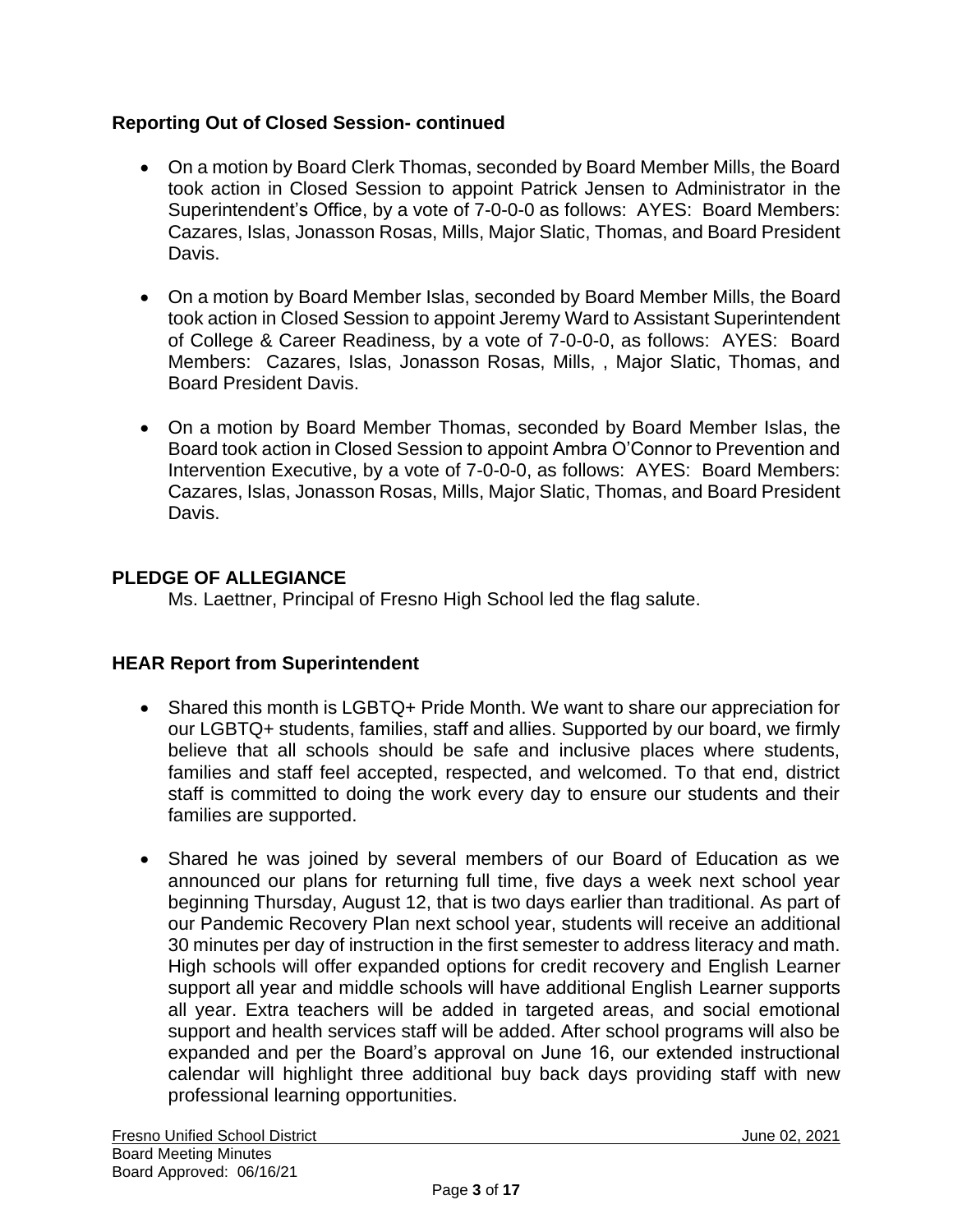**Reporting Out of Closed Session- continued**

- On a motion by Board Clerk Thomas, seconded by Board Member Mills, the Board took action in Closed Session to appoint Patrick Jensen to Administrator in the Superintendent's Office, by a vote of 7-0-0-0 as follows: AYES: Board Members: Cazares, Islas, Jonasson Rosas, Mills, Major Slatic, Thomas, and Board President Davis.

- On a motion by Board Member Islas, seconded by Board Member Mills, the Board took action in Closed Session to appoint Jeremy Ward to Assistant Superintendent of College & Career Readiness, by a vote of 7-0-0-0, as follows: AYES: Board Members: Cazares, Islas, Jonasson Rosas, Mills, , Major Slatic, Thomas, and Board President Davis.

- On a motion by Board Member Thomas, seconded by Board Member Islas, the Board took action in Closed Session to appoint Ambra O'Connor to Prevention and Intervention Executive, by a vote of 7-0-0-0, as follows: AYES: Board Members: Cazares, Islas, Jonasson Rosas, Mills, Major Slatic, Thomas, and Board President Davis.

**PLEDGE OF ALLEGIANCE**

Ms. Laettner, Principal of Fresno High School led the flag salute.

**HEAR Report from Superintendent**

- Shared this month is LGBTQ+ Pride Month. We want to share our appreciation for our LGBTQ+ students, families, staff and allies. Supported by our board, we firmly believe that all schools should be safe and inclusive places where students, families and staff feel accepted, respected, and welcomed. To that end, district staff is committed to doing the work every day to ensure our students and their families are supported.

- Shared he was joined by several members of our Board of Education as we announced our plans for returning full time, five days a week next school year beginning Thursday, August 12, that is two days earlier than traditional. As part of our Pandemic Recovery Plan next school year, students will receive an additional 30 minutes per day of instruction in the first semester to address literacy and math. High schools will offer expanded options for credit recovery and English Learner support all year and middle schools will have additional English Learner supports all year. Extra teachers will be added in targeted areas, and social emotional support and health services staff will be added. After school programs will also be expanded and per the Board's approval on June 16, our extended instructional calendar will highlight three additional buy back days providing staff with new professional learning opportunities.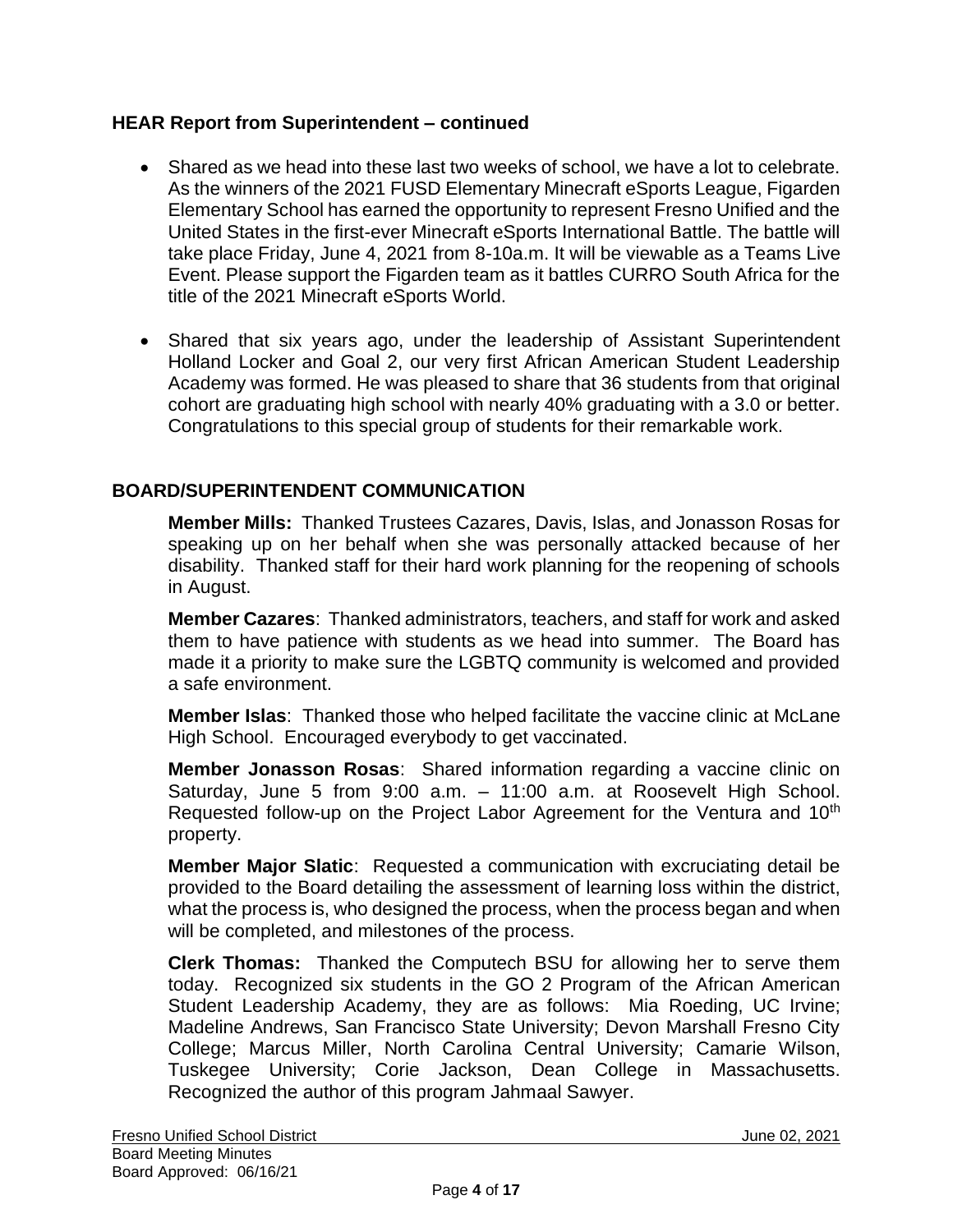### HEAR Report from Superintendent – continued

- Shared as we head into these last two weeks of school, we have a lot to celebrate. As the winners of the 2021 FUSD Elementary Minecraft eSports League, Figarden Elementary School has earned the opportunity to represent Fresno Unified and the United States in the first-ever Minecraft eSports International Battle. The battle will take place Friday, June 4, 2021 from 8-10a.m. It will be viewable as a Teams Live Event. Please support the Figarden team as it battles CURRO South Africa for the title of the 2021 Minecraft eSports World.

- Shared that six years ago, under the leadership of Assistant Superintendent Holland Locker and Goal 2, our very first African American Student Leadership Academy was formed. He was pleased to share that 36 students from that original cohort are graduating high school with nearly 40% graduating with a 3.0 or better. Congratulations to this special group of students for their remarkable work.

### BOARD/SUPERINTENDENT COMMUNICATION

**Member Mills:** Thanked Trustees Cazares, Davis, Islas, and Jonasson Rosas for speaking up on her behalf when she was personally attacked because of her disability. Thanked staff for their hard work planning for the reopening of schools in August.

**Member Cazares**: Thanked administrators, teachers, and staff for work and asked them to have patience with students as we head into summer. The Board has made it a priority to make sure the LGBTQ community is welcomed and provided a safe environment.

**Member Islas**: Thanked those who helped facilitate the vaccine clinic at McLane High School. Encouraged everybody to get vaccinated.

**Member Jonasson Rosas**: Shared information regarding a vaccine clinic on Saturday, June 5 from 9:00 a.m. – 11:00 a.m. at Roosevelt High School. Requested follow-up on the Project Labor Agreement for the Ventura and 10th property.

**Member Major Slatic**: Requested a communication with excruciating detail be provided to the Board detailing the assessment of learning loss within the district, what the process is, who designed the process, when the process began and when will be completed, and milestones of the process.

**Clerk Thomas:** Thanked the Computech BSU for allowing her to serve them today. Recognized six students in the GO 2 Program of the African American Student Leadership Academy, they are as follows: Mia Roeding, UC Irvine; Madeline Andrews, San Francisco State University; Devon Marshall Fresno City College; Marcus Miller, North Carolina Central University; Camarie Wilson, Tuskegee University; Corie Jackson, Dean College in Massachusetts. Recognized the author of this program Jahmaal Sawyer.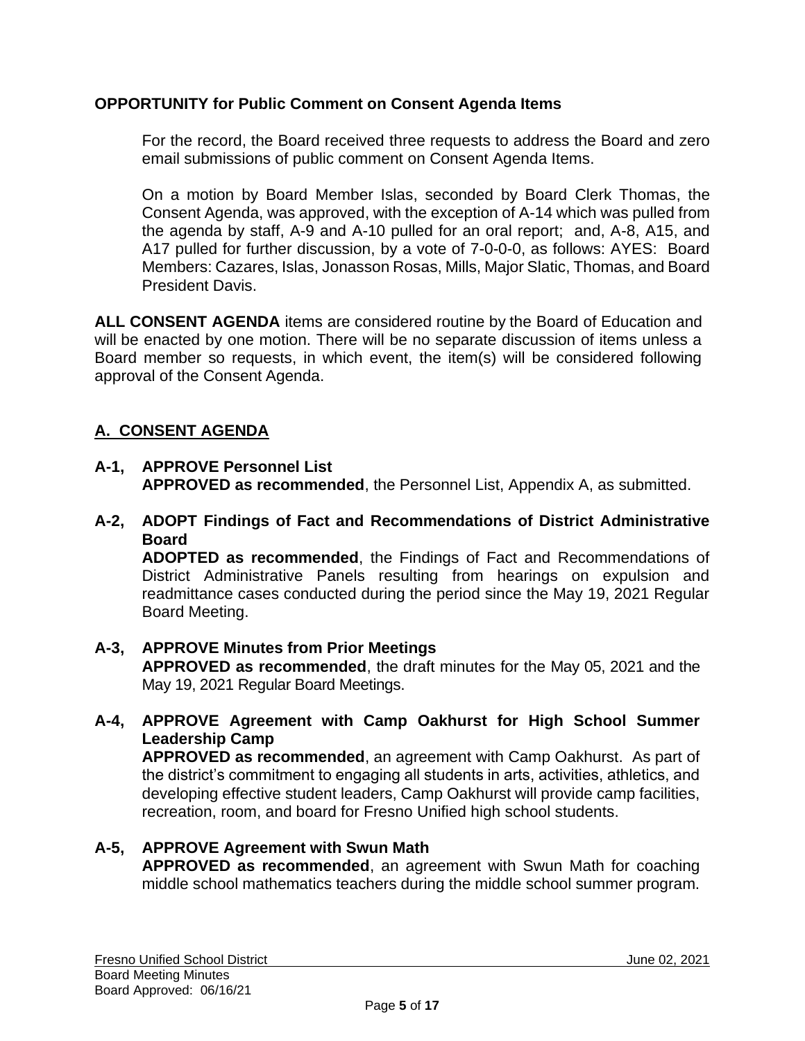**OPPORTUNITY for Public Comment on Consent Agenda Items**

For the record, the Board received three requests to address the Board and zero email submissions of public comment on Consent Agenda Items.

On a motion by Board Member Islas, seconded by Board Clerk Thomas, the Consent Agenda, was approved, with the exception of A-14 which was pulled from the agenda by staff, A-9 and A-10 pulled for an oral report; and, A-8, A15, and A17 pulled for further discussion, by a vote of 7-0-0-0, as follows: AYES: Board Members: Cazares, Islas, Jonasson Rosas, Mills, Major Slatic, Thomas, and Board President Davis.

**ALL CONSENT AGENDA** items are considered routine by the Board of Education and will be enacted by one motion. There will be no separate discussion of items unless a Board member so requests, in which event, the item(s) will be considered following approval of the Consent Agenda.

## A. CONSENT AGENDA

**A-1, APPROVE Personnel List**
**APPROVED as recommended**, the Personnel List, Appendix A, as submitted.

**A-2, ADOPT Findings of Fact and Recommendations of District Administrative Board**
**ADOPTED as recommended**, the Findings of Fact and Recommendations of District Administrative Panels resulting from hearings on expulsion and readmittance cases conducted during the period since the May 19, 2021 Regular Board Meeting.

**A-3, APPROVE Minutes from Prior Meetings**
**APPROVED as recommended**, the draft minutes for the May 05, 2021 and the May 19, 2021 Regular Board Meetings.

**A-4, APPROVE Agreement with Camp Oakhurst for High School Summer Leadership Camp**
**APPROVED as recommended**, an agreement with Camp Oakhurst. As part of the district's commitment to engaging all students in arts, activities, athletics, and developing effective student leaders, Camp Oakhurst will provide camp facilities, recreation, room, and board for Fresno Unified high school students.

**A-5, APPROVE Agreement with Swun Math**
**APPROVED as recommended**, an agreement with Swun Math for coaching middle school mathematics teachers during the middle school summer program.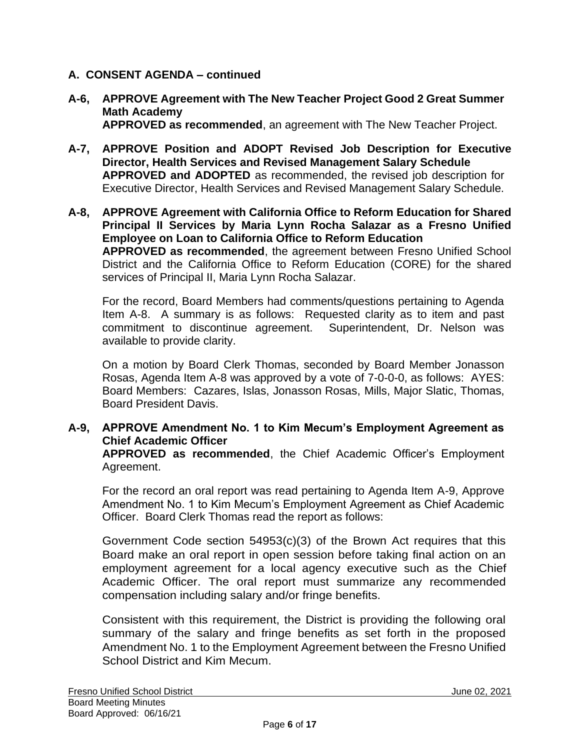## A. CONSENT AGENDA – continued

**A-6, APPROVE Agreement with The New Teacher Project Good 2 Great Summer Math Academy**
**APPROVED as recommended**, an agreement with The New Teacher Project.

**A-7, APPROVE Position and ADOPT Revised Job Description for Executive Director, Health Services and Revised Management Salary Schedule**
**APPROVED and ADOPTED** as recommended, the revised job description for Executive Director, Health Services and Revised Management Salary Schedule.

**A-8, APPROVE Agreement with California Office to Reform Education for Shared Principal II Services by Maria Lynn Rocha Salazar as a Fresno Unified Employee on Loan to California Office to Reform Education**
**APPROVED as recommended**, the agreement between Fresno Unified School District and the California Office to Reform Education (CORE) for the shared services of Principal II, Maria Lynn Rocha Salazar.

For the record, Board Members had comments/questions pertaining to Agenda Item A-8. A summary is as follows: Requested clarity as to item and past commitment to discontinue agreement. Superintendent, Dr. Nelson was available to provide clarity.

On a motion by Board Clerk Thomas, seconded by Board Member Jonasson Rosas, Agenda Item A-8 was approved by a vote of 7-0-0-0, as follows: AYES: Board Members: Cazares, Islas, Jonasson Rosas, Mills, Major Slatic, Thomas, Board President Davis.

**A-9, APPROVE Amendment No. 1 to Kim Mecum's Employment Agreement as Chief Academic Officer**
**APPROVED as recommended**, the Chief Academic Officer's Employment Agreement.

For the record an oral report was read pertaining to Agenda Item A-9, Approve Amendment No. 1 to Kim Mecum's Employment Agreement as Chief Academic Officer. Board Clerk Thomas read the report as follows:

Government Code section 54953(c)(3) of the Brown Act requires that this Board make an oral report in open session before taking final action on an employment agreement for a local agency executive such as the Chief Academic Officer. The oral report must summarize any recommended compensation including salary and/or fringe benefits.

Consistent with this requirement, the District is providing the following oral summary of the salary and fringe benefits as set forth in the proposed Amendment No. 1 to the Employment Agreement between the Fresno Unified School District and Kim Mecum.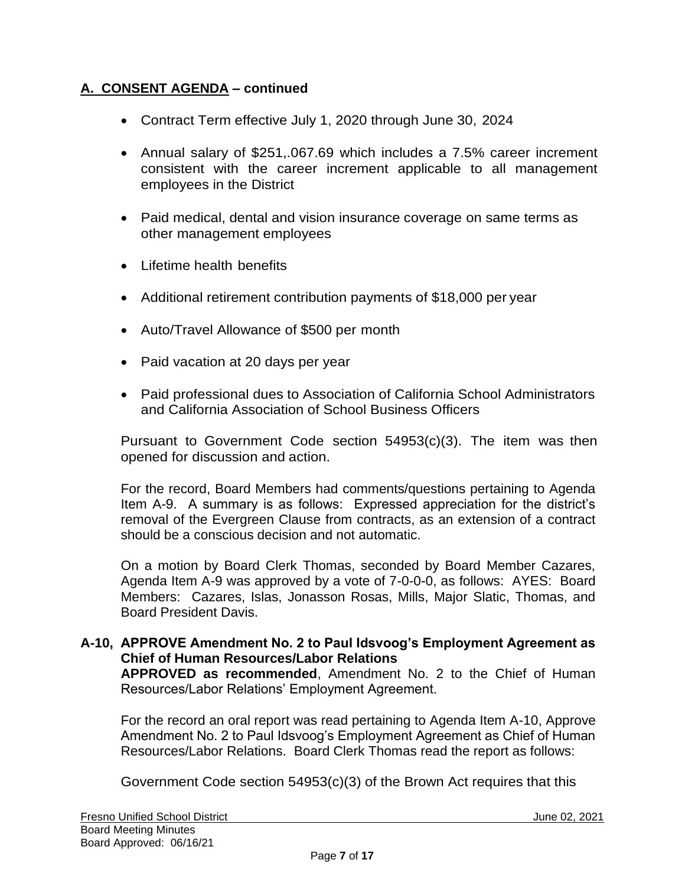## A. CONSENT AGENDA – continued

- Contract Term effective July 1, 2020 through June 30, 2024
- Annual salary of $251,.067.69 which includes a 7.5% career increment consistent with the career increment applicable to all management employees in the District
- Paid medical, dental and vision insurance coverage on same terms as other management employees
- Lifetime health benefits
- Additional retirement contribution payments of $18,000 per year
- Auto/Travel Allowance of $500 per month
- Paid vacation at 20 days per year
- Paid professional dues to Association of California School Administrators and California Association of School Business Officers

Pursuant to Government Code section 54953(c)(3). The item was then opened for discussion and action.

For the record, Board Members had comments/questions pertaining to Agenda Item A-9. A summary is as follows: Expressed appreciation for the district's removal of the Evergreen Clause from contracts, as an extension of a contract should be a conscious decision and not automatic.

On a motion by Board Clerk Thomas, seconded by Board Member Cazares, Agenda Item A-9 was approved by a vote of 7-0-0-0, as follows: AYES: Board Members: Cazares, Islas, Jonasson Rosas, Mills, Major Slatic, Thomas, and Board President Davis.

**A-10, APPROVE Amendment No. 2 to Paul Idsvoog's Employment Agreement as Chief of Human Resources/Labor Relations**

**APPROVED as recommended**, Amendment No. 2 to the Chief of Human Resources/Labor Relations' Employment Agreement.

For the record an oral report was read pertaining to Agenda Item A-10, Approve Amendment No. 2 to Paul Idsvoog's Employment Agreement as Chief of Human Resources/Labor Relations. Board Clerk Thomas read the report as follows:

Government Code section 54953(c)(3) of the Brown Act requires that this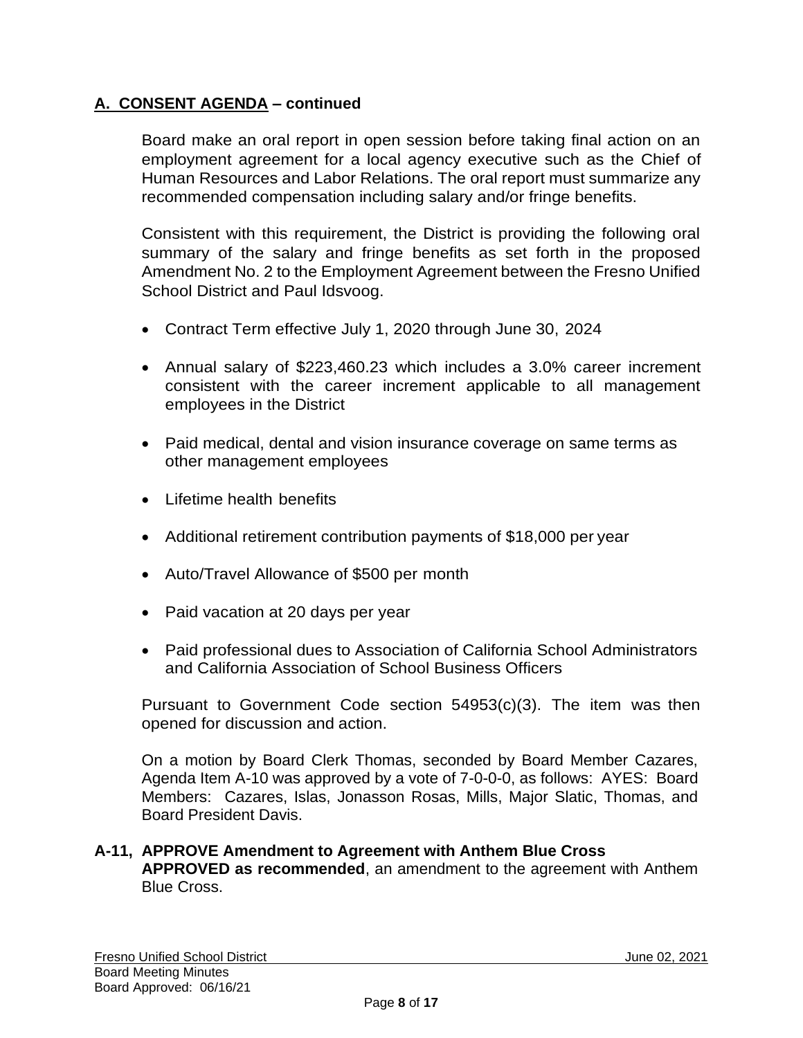## A. CONSENT AGENDA – continued

Board make an oral report in open session before taking final action on an employment agreement for a local agency executive such as the Chief of Human Resources and Labor Relations. The oral report must summarize any recommended compensation including salary and/or fringe benefits.

Consistent with this requirement, the District is providing the following oral summary of the salary and fringe benefits as set forth in the proposed Amendment No. 2 to the Employment Agreement between the Fresno Unified School District and Paul Idsvoog.

- Contract Term effective July 1, 2020 through June 30, 2024
- Annual salary of $223,460.23 which includes a 3.0% career increment consistent with the career increment applicable to all management employees in the District
- Paid medical, dental and vision insurance coverage on same terms as other management employees
- Lifetime health benefits
- Additional retirement contribution payments of $18,000 per year
- Auto/Travel Allowance of $500 per month
- Paid vacation at 20 days per year
- Paid professional dues to Association of California School Administrators and California Association of School Business Officers

Pursuant to Government Code section 54953(c)(3). The item was then opened for discussion and action.

On a motion by Board Clerk Thomas, seconded by Board Member Cazares, Agenda Item A-10 was approved by a vote of 7-0-0-0, as follows: AYES: Board Members: Cazares, Islas, Jonasson Rosas, Mills, Major Slatic, Thomas, and Board President Davis.

**A-11, APPROVE Amendment to Agreement with Anthem Blue Cross**
**APPROVED as recommended**, an amendment to the agreement with Anthem Blue Cross.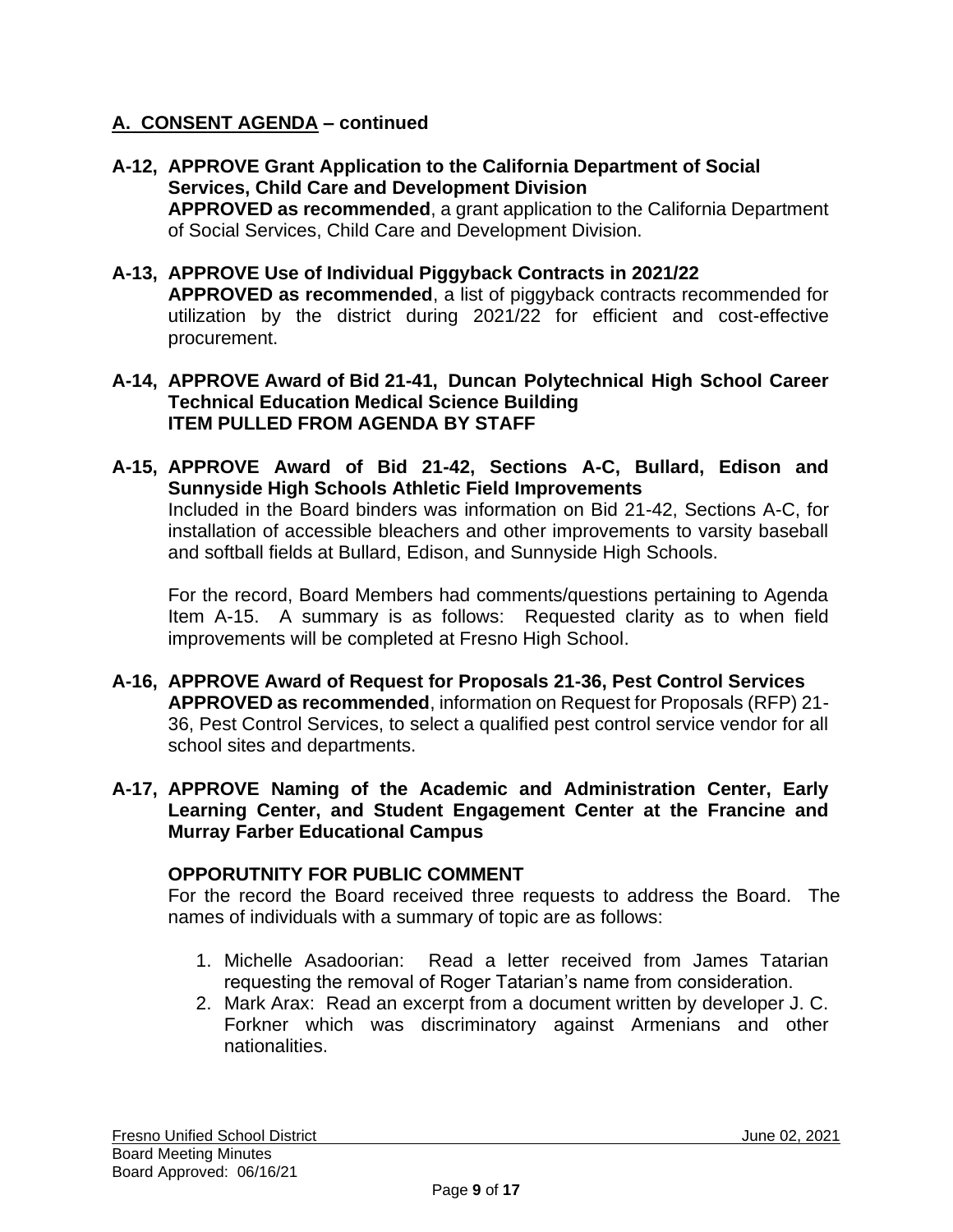## A. CONSENT AGENDA – continued

**A-12, APPROVE Grant Application to the California Department of Social Services, Child Care and Development Division**
**APPROVED as recommended**, a grant application to the California Department of Social Services, Child Care and Development Division.

**A-13, APPROVE Use of Individual Piggyback Contracts in 2021/22**
**APPROVED as recommended**, a list of piggyback contracts recommended for utilization by the district during 2021/22 for efficient and cost-effective procurement.

**A-14, APPROVE Award of Bid 21-41, Duncan Polytechnical High School Career Technical Education Medical Science Building**
**ITEM PULLED FROM AGENDA BY STAFF**

**A-15, APPROVE Award of Bid 21-42, Sections A-C, Bullard, Edison and Sunnyside High Schools Athletic Field Improvements**
Included in the Board binders was information on Bid 21-42, Sections A-C, for installation of accessible bleachers and other improvements to varsity baseball and softball fields at Bullard, Edison, and Sunnyside High Schools.

For the record, Board Members had comments/questions pertaining to Agenda Item A-15. A summary is as follows: Requested clarity as to when field improvements will be completed at Fresno High School.

**A-16, APPROVE Award of Request for Proposals 21-36, Pest Control Services**
**APPROVED as recommended**, information on Request for Proposals (RFP) 21-36, Pest Control Services, to select a qualified pest control service vendor for all school sites and departments.

**A-17, APPROVE Naming of the Academic and Administration Center, Early Learning Center, and Student Engagement Center at the Francine and Murray Farber Educational Campus**

**OPPORUTNITY FOR PUBLIC COMMENT**
For the record the Board received three requests to address the Board. The names of individuals with a summary of topic are as follows:

1. Michelle Asadoorian: Read a letter received from James Tatarian requesting the removal of Roger Tatarian's name from consideration.
2. Mark Arax: Read an excerpt from a document written by developer J. C. Forkner which was discriminatory against Armenians and other nationalities.

Fresno Unified School District
Board Meeting Minutes
Board Approved: 06/16/21
June 02, 2021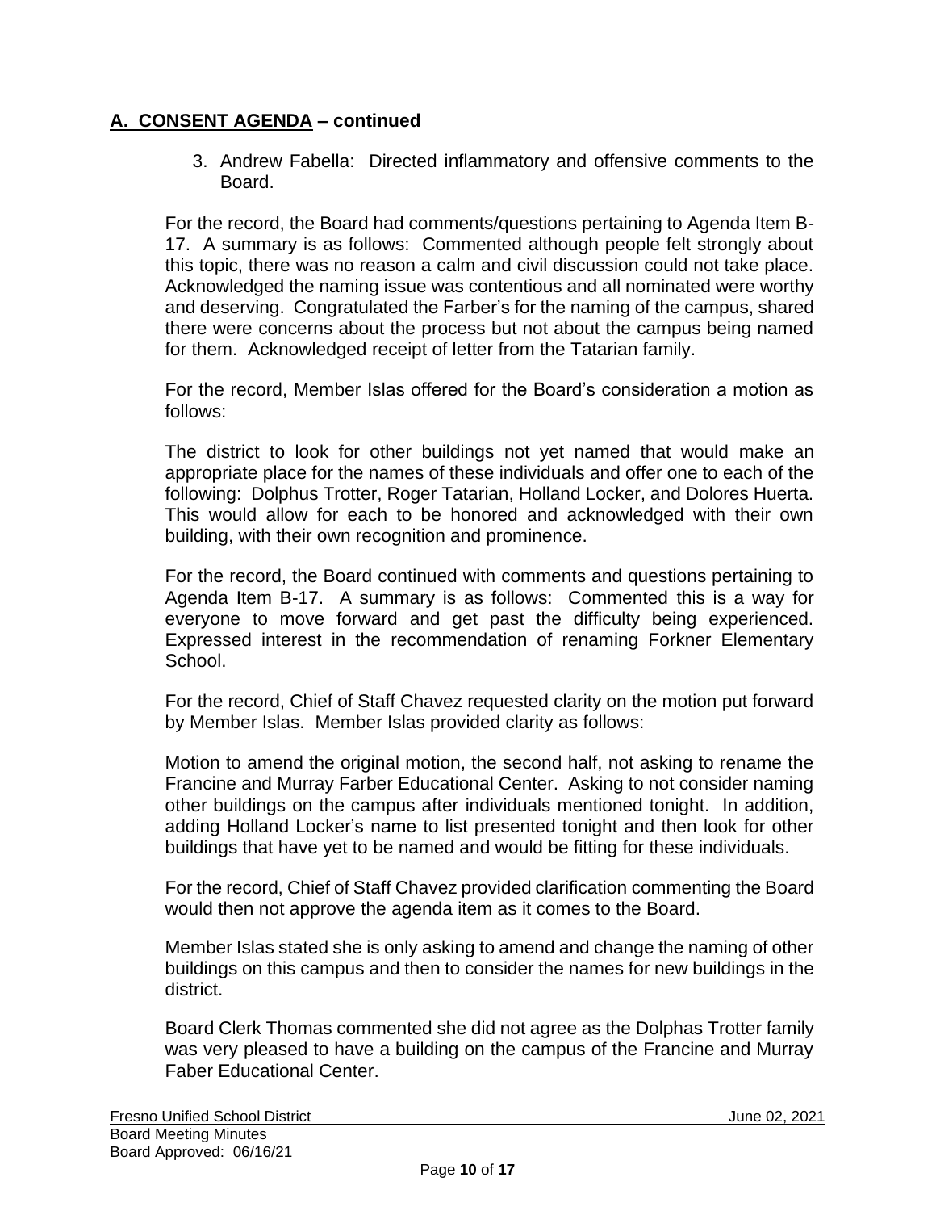## A. CONSENT AGENDA – continued

3. Andrew Fabella: Directed inflammatory and offensive comments to the Board.

For the record, the Board had comments/questions pertaining to Agenda Item B-17. A summary is as follows: Commented although people felt strongly about this topic, there was no reason a calm and civil discussion could not take place. Acknowledged the naming issue was contentious and all nominated were worthy and deserving. Congratulated the Farber's for the naming of the campus, shared there were concerns about the process but not about the campus being named for them. Acknowledged receipt of letter from the Tatarian family.

For the record, Member Islas offered for the Board's consideration a motion as follows:

The district to look for other buildings not yet named that would make an appropriate place for the names of these individuals and offer one to each of the following: Dolphus Trotter, Roger Tatarian, Holland Locker, and Dolores Huerta. This would allow for each to be honored and acknowledged with their own building, with their own recognition and prominence.

For the record, the Board continued with comments and questions pertaining to Agenda Item B-17. A summary is as follows: Commented this is a way for everyone to move forward and get past the difficulty being experienced. Expressed interest in the recommendation of renaming Forkner Elementary School.

For the record, Chief of Staff Chavez requested clarity on the motion put forward by Member Islas. Member Islas provided clarity as follows:

Motion to amend the original motion, the second half, not asking to rename the Francine and Murray Farber Educational Center. Asking to not consider naming other buildings on the campus after individuals mentioned tonight. In addition, adding Holland Locker's name to list presented tonight and then look for other buildings that have yet to be named and would be fitting for these individuals.

For the record, Chief of Staff Chavez provided clarification commenting the Board would then not approve the agenda item as it comes to the Board.

Member Islas stated she is only asking to amend and change the naming of other buildings on this campus and then to consider the names for new buildings in the district.

Board Clerk Thomas commented she did not agree as the Dolphas Trotter family was very pleased to have a building on the campus of the Francine and Murray Faber Educational Center.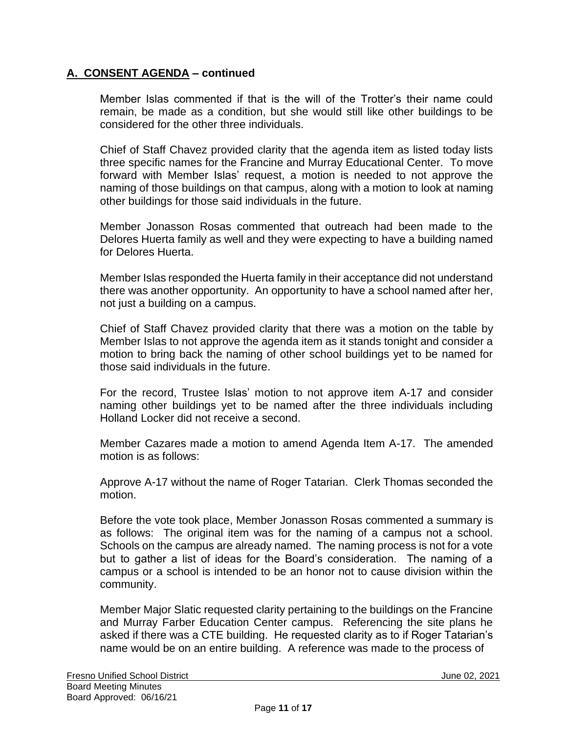## **A. CONSENT AGENDA – continued**

Member Islas commented if that is the will of the Trotter's their name could remain, be made as a condition, but she would still like other buildings to be considered for the other three individuals.

Chief of Staff Chavez provided clarity that the agenda item as listed today lists three specific names for the Francine and Murray Educational Center. To move forward with Member Islas' request, a motion is needed to not approve the naming of those buildings on that campus, along with a motion to look at naming other buildings for those said individuals in the future.

Member Jonasson Rosas commented that outreach had been made to the Delores Huerta family as well and they were expecting to have a building named for Delores Huerta.

Member Islas responded the Huerta family in their acceptance did not understand there was another opportunity. An opportunity to have a school named after her, not just a building on a campus.

Chief of Staff Chavez provided clarity that there was a motion on the table by Member Islas to not approve the agenda item as it stands tonight and consider a motion to bring back the naming of other school buildings yet to be named for those said individuals in the future.

For the record, Trustee Islas' motion to not approve item A-17 and consider naming other buildings yet to be named after the three individuals including Holland Locker did not receive a second.

Member Cazares made a motion to amend Agenda Item A-17. The amended motion is as follows:

Approve A-17 without the name of Roger Tatarian. Clerk Thomas seconded the motion.

Before the vote took place, Member Jonasson Rosas commented a summary is as follows: The original item was for the naming of a campus not a school. Schools on the campus are already named. The naming process is not for a vote but to gather a list of ideas for the Board's consideration. The naming of a campus or a school is intended to be an honor not to cause division within the community.

Member Major Slatic requested clarity pertaining to the buildings on the Francine and Murray Farber Education Center campus. Referencing the site plans he asked if there was a CTE building. He requested clarity as to if Roger Tatarian's name would be on an entire building. A reference was made to the process of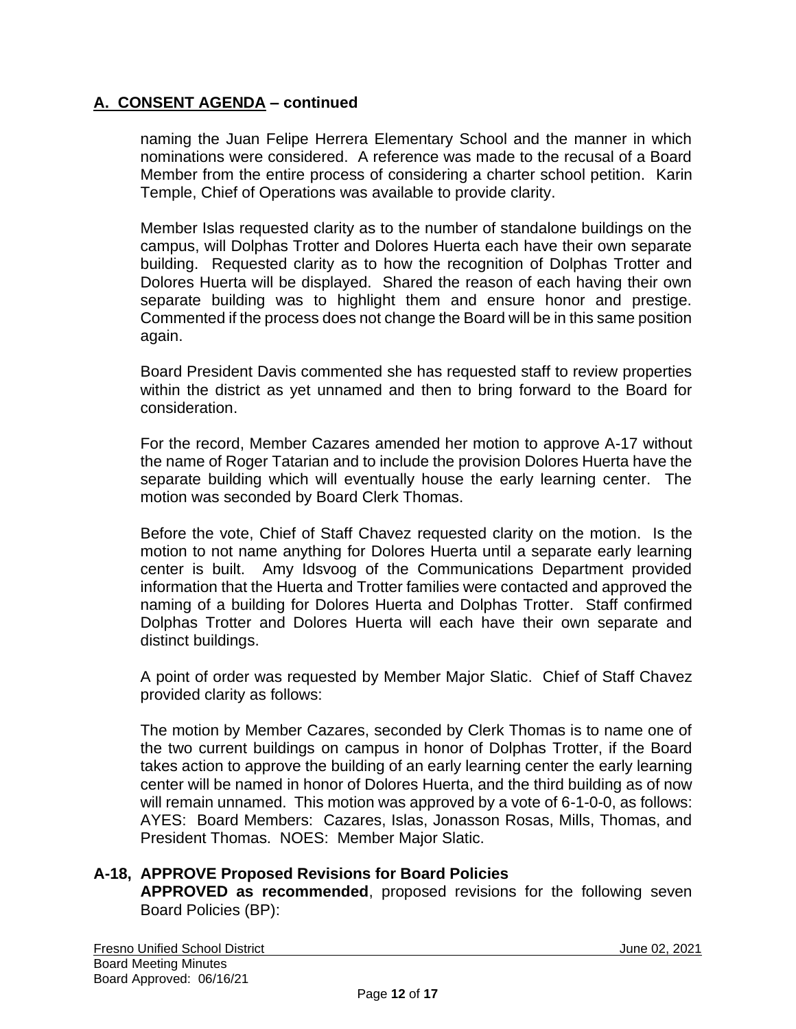## A. CONSENT AGENDA – continued

naming the Juan Felipe Herrera Elementary School and the manner in which nominations were considered. A reference was made to the recusal of a Board Member from the entire process of considering a charter school petition. Karin Temple, Chief of Operations was available to provide clarity.

Member Islas requested clarity as to the number of standalone buildings on the campus, will Dolphas Trotter and Dolores Huerta each have their own separate building. Requested clarity as to how the recognition of Dolphas Trotter and Dolores Huerta will be displayed. Shared the reason of each having their own separate building was to highlight them and ensure honor and prestige. Commented if the process does not change the Board will be in this same position again.

Board President Davis commented she has requested staff to review properties within the district as yet unnamed and then to bring forward to the Board for consideration.

For the record, Member Cazares amended her motion to approve A-17 without the name of Roger Tatarian and to include the provision Dolores Huerta have the separate building which will eventually house the early learning center. The motion was seconded by Board Clerk Thomas.

Before the vote, Chief of Staff Chavez requested clarity on the motion. Is the motion to not name anything for Dolores Huerta until a separate early learning center is built. Amy Idsvoog of the Communications Department provided information that the Huerta and Trotter families were contacted and approved the naming of a building for Dolores Huerta and Dolphas Trotter. Staff confirmed Dolphas Trotter and Dolores Huerta will each have their own separate and distinct buildings.

A point of order was requested by Member Major Slatic. Chief of Staff Chavez provided clarity as follows:

The motion by Member Cazares, seconded by Clerk Thomas is to name one of the two current buildings on campus in honor of Dolphas Trotter, if the Board takes action to approve the building of an early learning center the early learning center will be named in honor of Dolores Huerta, and the third building as of now will remain unnamed. This motion was approved by a vote of 6-1-0-0, as follows: AYES: Board Members: Cazares, Islas, Jonasson Rosas, Mills, Thomas, and President Thomas. NOES: Member Major Slatic.

### A-18, APPROVE Proposed Revisions for Board Policies

**APPROVED as recommended**, proposed revisions for the following seven Board Policies (BP):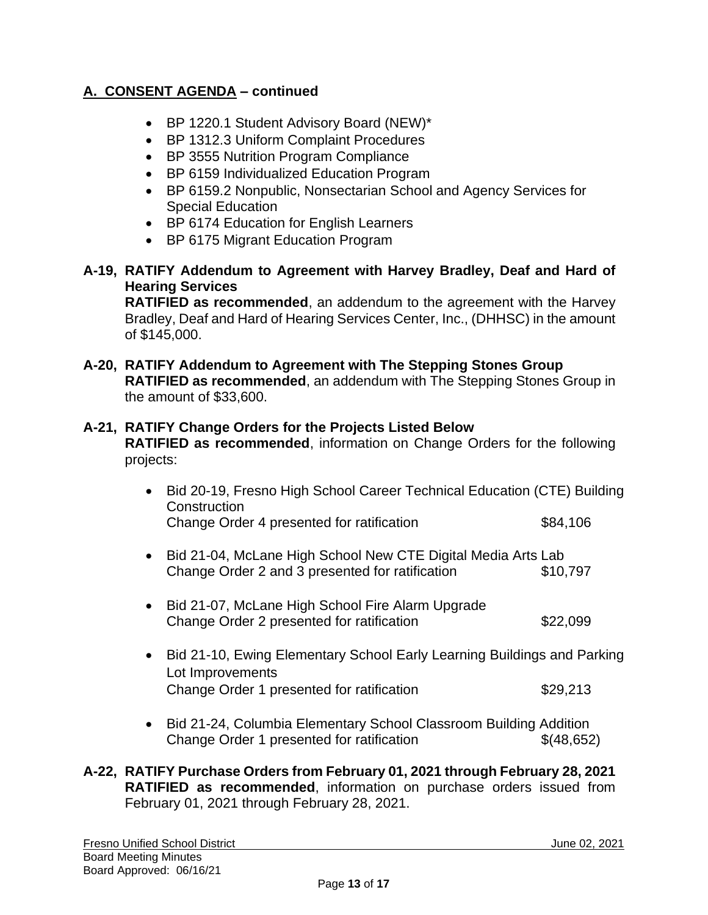## A. CONSENT AGENDA – continued

- BP 1220.1 Student Advisory Board (NEW)*
- BP 1312.3 Uniform Complaint Procedures
- BP 3555 Nutrition Program Compliance
- BP 6159 Individualized Education Program
- BP 6159.2 Nonpublic, Nonsectarian School and Agency Services for Special Education
- BP 6174 Education for English Learners
- BP 6175 Migrant Education Program

**A-19, RATIFY Addendum to Agreement with Harvey Bradley, Deaf and Hard of Hearing Services**
**RATIFIED as recommended**, an addendum to the agreement with the Harvey Bradley, Deaf and Hard of Hearing Services Center, Inc., (DHHSC) in the amount of $145,000.

**A-20, RATIFY Addendum to Agreement with The Stepping Stones Group**
**RATIFIED as recommended**, an addendum with The Stepping Stones Group in the amount of $33,600.

**A-21, RATIFY Change Orders for the Projects Listed Below**
**RATIFIED as recommended**, information on Change Orders for the following projects:

- Bid 20-19, Fresno High School Career Technical Education (CTE) Building Construction
  Change Order 4 presented for ratification $84,106

- Bid 21-04, McLane High School New CTE Digital Media Arts Lab
  Change Order 2 and 3 presented for ratification $10,797

- Bid 21-07, McLane High School Fire Alarm Upgrade
  Change Order 2 presented for ratification $22,099

- Bid 21-10, Ewing Elementary School Early Learning Buildings and Parking Lot Improvements
  Change Order 1 presented for ratification $29,213

- Bid 21-24, Columbia Elementary School Classroom Building Addition
  Change Order 1 presented for ratification $(48,652)

**A-22, RATIFY Purchase Orders from February 01, 2021 through February 28, 2021**
**RATIFIED as recommended**, information on purchase orders issued from February 01, 2021 through February 28, 2021.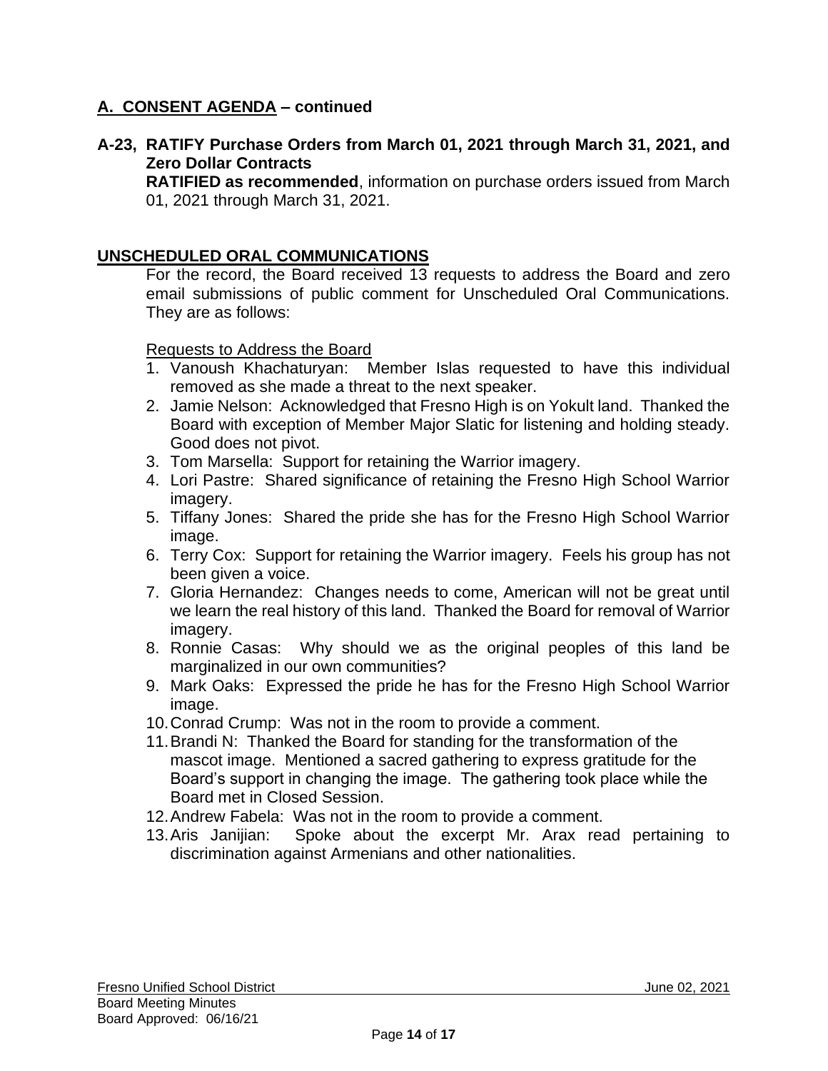## **A. CONSENT AGENDA – continued**

**A-23, RATIFY Purchase Orders from March 01, 2021 through March 31, 2021, and Zero Dollar Contracts**

**RATIFIED as recommended**, information on purchase orders issued from March 01, 2021 through March 31, 2021.

## **UNSCHEDULED ORAL COMMUNICATIONS**

For the record, the Board received 13 requests to address the Board and zero email submissions of public comment for Unscheduled Oral Communications. They are as follows:

Requests to Address the Board

1. Vanoush Khachaturyan: Member Islas requested to have this individual removed as she made a threat to the next speaker.
2. Jamie Nelson: Acknowledged that Fresno High is on Yokult land. Thanked the Board with exception of Member Major Slatic for listening and holding steady. Good does not pivot.
3. Tom Marsella: Support for retaining the Warrior imagery.
4. Lori Pastre: Shared significance of retaining the Fresno High School Warrior imagery.
5. Tiffany Jones: Shared the pride she has for the Fresno High School Warrior image.
6. Terry Cox: Support for retaining the Warrior imagery. Feels his group has not been given a voice.
7. Gloria Hernandez: Changes needs to come, American will not be great until we learn the real history of this land. Thanked the Board for removal of Warrior imagery.
8. Ronnie Casas: Why should we as the original peoples of this land be marginalized in our own communities?
9. Mark Oaks: Expressed the pride he has for the Fresno High School Warrior image.
10. Conrad Crump: Was not in the room to provide a comment.
11. Brandi N: Thanked the Board for standing for the transformation of the mascot image. Mentioned a sacred gathering to express gratitude for the Board's support in changing the image. The gathering took place while the Board met in Closed Session.
12. Andrew Fabela: Was not in the room to provide a comment.
13. Aris Janijian: Spoke about the excerpt Mr. Arax read pertaining to discrimination against Armenians and other nationalities.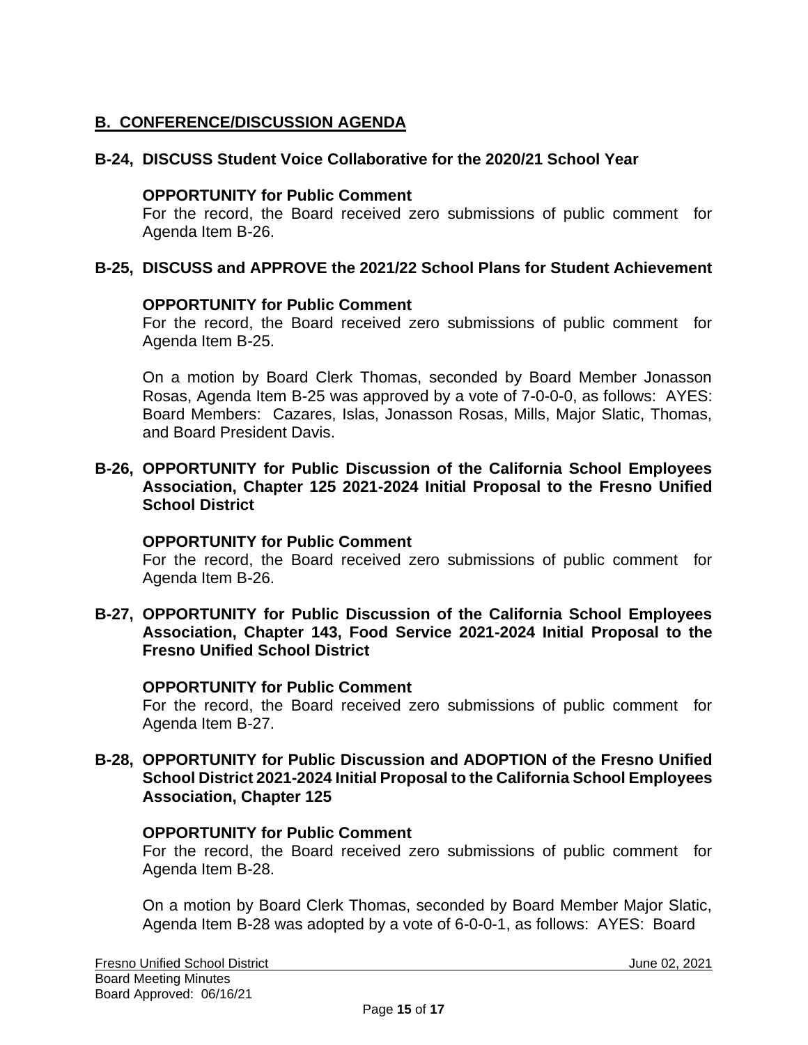## B. CONFERENCE/DISCUSSION AGENDA

### B-24, DISCUSS Student Voice Collaborative for the 2020/21 School Year

**OPPORTUNITY for Public Comment**
For the record, the Board received zero submissions of public comment for Agenda Item B-26.

### B-25, DISCUSS and APPROVE the 2021/22 School Plans for Student Achievement

**OPPORTUNITY for Public Comment**
For the record, the Board received zero submissions of public comment for Agenda Item B-25.

On a motion by Board Clerk Thomas, seconded by Board Member Jonasson Rosas, Agenda Item B-25 was approved by a vote of 7-0-0-0, as follows: AYES: Board Members: Cazares, Islas, Jonasson Rosas, Mills, Major Slatic, Thomas, and Board President Davis.

### B-26, OPPORTUNITY for Public Discussion of the California School Employees Association, Chapter 125 2021-2024 Initial Proposal to the Fresno Unified School District

**OPPORTUNITY for Public Comment**
For the record, the Board received zero submissions of public comment for Agenda Item B-26.

### B-27, OPPORTUNITY for Public Discussion of the California School Employees Association, Chapter 143, Food Service 2021-2024 Initial Proposal to the Fresno Unified School District

**OPPORTUNITY for Public Comment**
For the record, the Board received zero submissions of public comment for Agenda Item B-27.

### B-28, OPPORTUNITY for Public Discussion and ADOPTION of the Fresno Unified School District 2021-2024 Initial Proposal to the California School Employees Association, Chapter 125

**OPPORTUNITY for Public Comment**
For the record, the Board received zero submissions of public comment for Agenda Item B-28.

On a motion by Board Clerk Thomas, seconded by Board Member Major Slatic, Agenda Item B-28 was adopted by a vote of 6-0-0-1, as follows: AYES: Board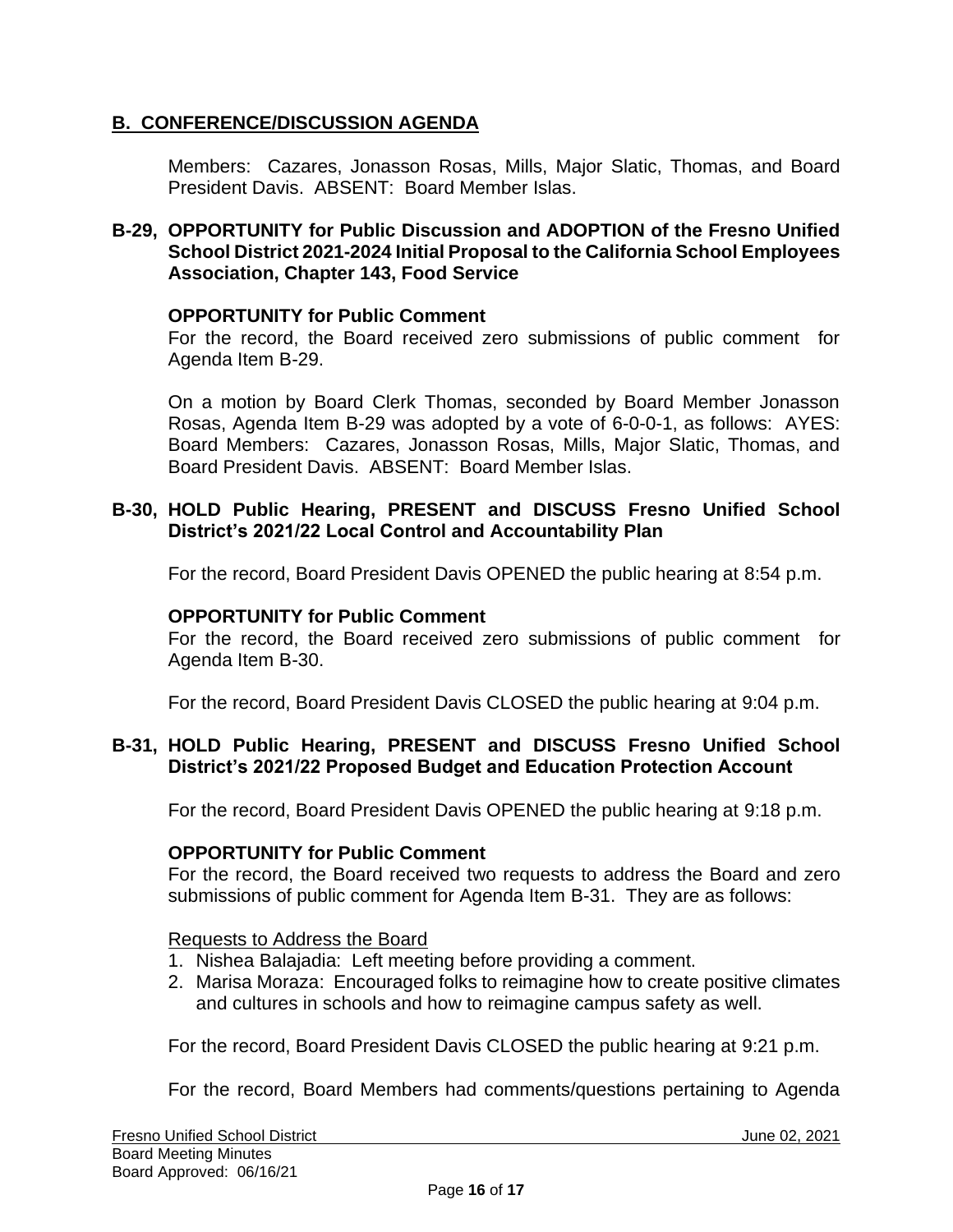## B. CONFERENCE/DISCUSSION AGENDA

Members: Cazares, Jonasson Rosas, Mills, Major Slatic, Thomas, and Board President Davis. ABSENT: Board Member Islas.

### B-29, OPPORTUNITY for Public Discussion and ADOPTION of the Fresno Unified School District 2021-2024 Initial Proposal to the California School Employees Association, Chapter 143, Food Service

**OPPORTUNITY for Public Comment**

For the record, the Board received zero submissions of public comment for Agenda Item B-29.

On a motion by Board Clerk Thomas, seconded by Board Member Jonasson Rosas, Agenda Item B-29 was adopted by a vote of 6-0-0-1, as follows: AYES: Board Members: Cazares, Jonasson Rosas, Mills, Major Slatic, Thomas, and Board President Davis. ABSENT: Board Member Islas.

### B-30, HOLD Public Hearing, PRESENT and DISCUSS Fresno Unified School District's 2021/22 Local Control and Accountability Plan

For the record, Board President Davis OPENED the public hearing at 8:54 p.m.

**OPPORTUNITY for Public Comment**

For the record, the Board received zero submissions of public comment for Agenda Item B-30.

For the record, Board President Davis CLOSED the public hearing at 9:04 p.m.

### B-31, HOLD Public Hearing, PRESENT and DISCUSS Fresno Unified School District's 2021/22 Proposed Budget and Education Protection Account

For the record, Board President Davis OPENED the public hearing at 9:18 p.m.

**OPPORTUNITY for Public Comment**

For the record, the Board received two requests to address the Board and zero submissions of public comment for Agenda Item B-31. They are as follows:

Requests to Address the Board

1. Nishea Balajadia: Left meeting before providing a comment.
2. Marisa Moraza: Encouraged folks to reimagine how to create positive climates and cultures in schools and how to reimagine campus safety as well.

For the record, Board President Davis CLOSED the public hearing at 9:21 p.m.

For the record, Board Members had comments/questions pertaining to Agenda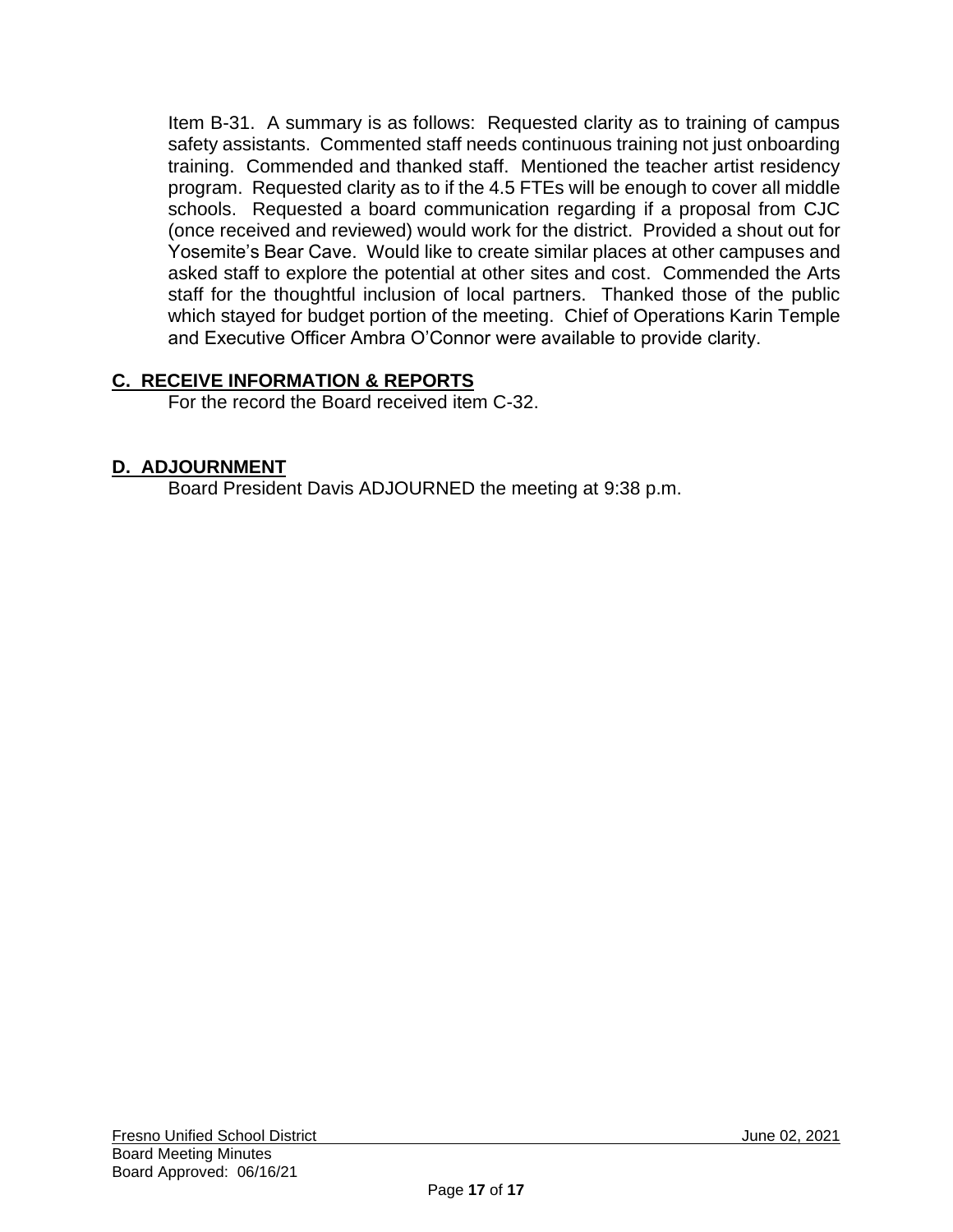Item B-31. A summary is as follows: Requested clarity as to training of campus safety assistants. Commented staff needs continuous training not just onboarding training. Commended and thanked staff. Mentioned the teacher artist residency program. Requested clarity as to if the 4.5 FTEs will be enough to cover all middle schools. Requested a board communication regarding if a proposal from CJC (once received and reviewed) would work for the district. Provided a shout out for Yosemite's Bear Cave. Would like to create similar places at other campuses and asked staff to explore the potential at other sites and cost. Commended the Arts staff for the thoughtful inclusion of local partners. Thanked those of the public which stayed for budget portion of the meeting. Chief of Operations Karin Temple and Executive Officer Ambra O'Connor were available to provide clarity.

## **C. RECEIVE INFORMATION & REPORTS**

For the record the Board received item C-32.

## **D. ADJOURNMENT**

Board President Davis ADJOURNED the meeting at 9:38 p.m.